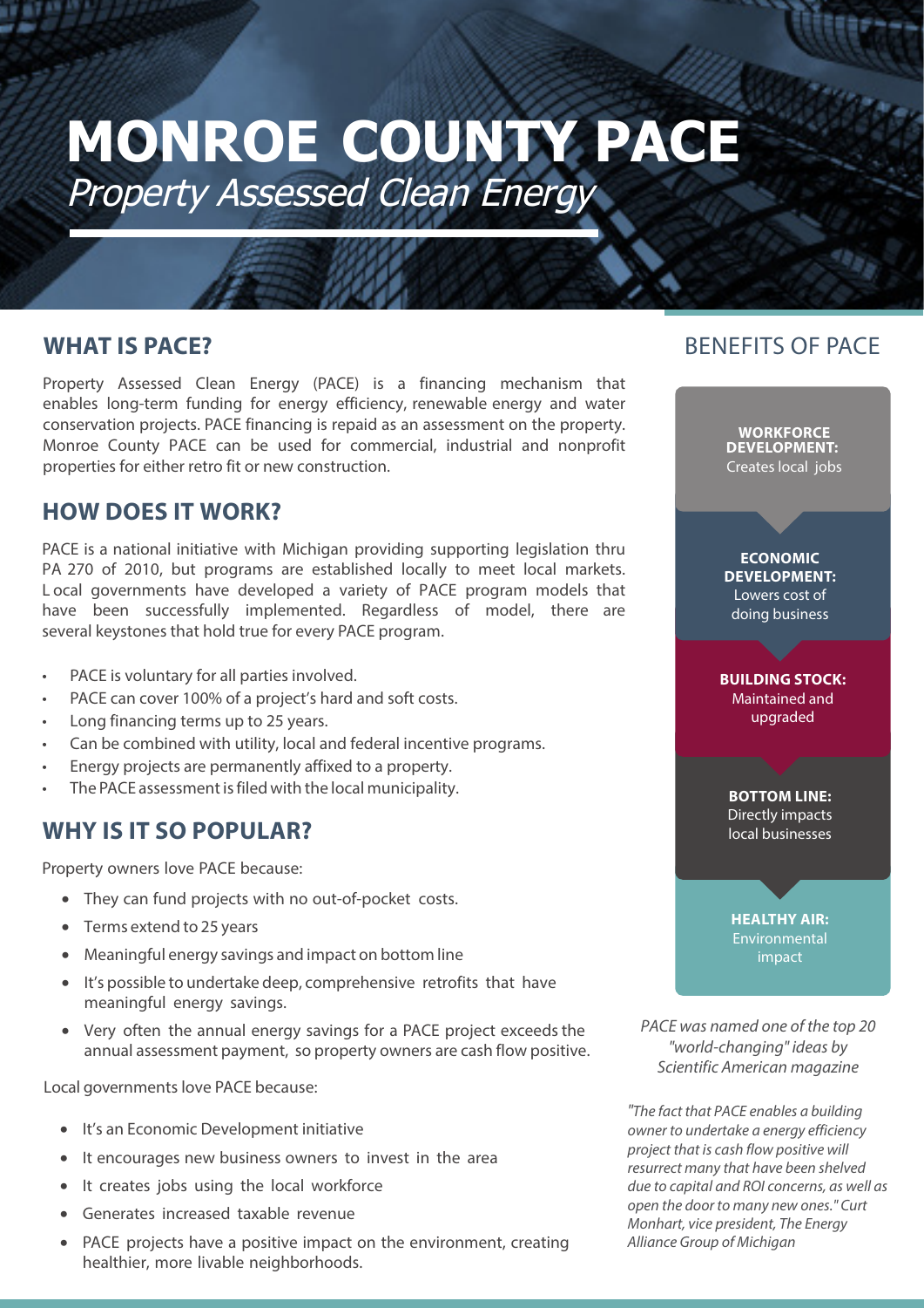# MONROE COUNTY PACE

*Property Assessed Clean Energy*

## WHAT IS PACE?

Property Assessed Clean Energy (PACE) is a financing mechanism that enables long-term funding for energy efficiency, renewable energy and water conservation projects. PACE financing is repaid as an assessment on the property. Monroe County PACE can be used for commercial, industrial and nonprofit properties for either retro fit or new construction.

## HOW DOES IT WORK?

PACE is a national initiative with Michigan providing supporting legislation thru PA 270 of 2010, but programs are established locally to meet local markets. L ocal governments have developed a variety of PACE program models that have been successfully implemented. Regardless of model, there are several keystones that hold true for every PACE program.

- PACE is voluntary for all parties involved.
- PACE can cover 100% of a project's hard and soft costs.
- Long financing terms up to 25 years.
- Can be combined with utility, local and federal incentive programs.
- Energy projects are permanently affixed to a property.
- The PACE assessment is filed with the local municipality.

## WHY IS IT SO POPULAR?

Property owners love PACE because:

- They can fund projects with no out-of-pocket costs.
- Terms extend to 25 years
- Meaningful energy savings and impact on bottom line
- It's possible to undertake deep, comprehensive retrofits that have meaningful energy savings.
- Very often the annual energy savings for a PACE project exceeds the annual assessment payment, so property owners are cash flow positive.

Local governments love PACE because:

- It's an Economic Development initiative
- It encourages new business owners to invest in the area
- It creates jobs using the local workforce
- Generates increased taxable revenue
- PACE projects have a positive impact on the environment, creating healthier, more livable neighborhoods.

## BENEFITS OF PACE

**WORKFORCE DEVELOPMENT:** Creates local jobs

**ECONOMIC DEVELOPMENT:** Lowers cost of doing business

**BUILDING STOCK:** Maintained and upgraded

**BOTTOM LINE:** Directly impacts local businesses

**HEALTHY AIR:** Environmental impact

*PACE was named one of the top 20 "world-changing" ideas by Scientific American magazine*

*"The fact that PACE enables a building owner to undertake a energy efficiency project that is cash flow positive will resurrect many that have been shelved due to capital and ROI concerns, as well as open the door to many new ones." Curt Monhart, vice president, The Energy Alliance Group of Michigan*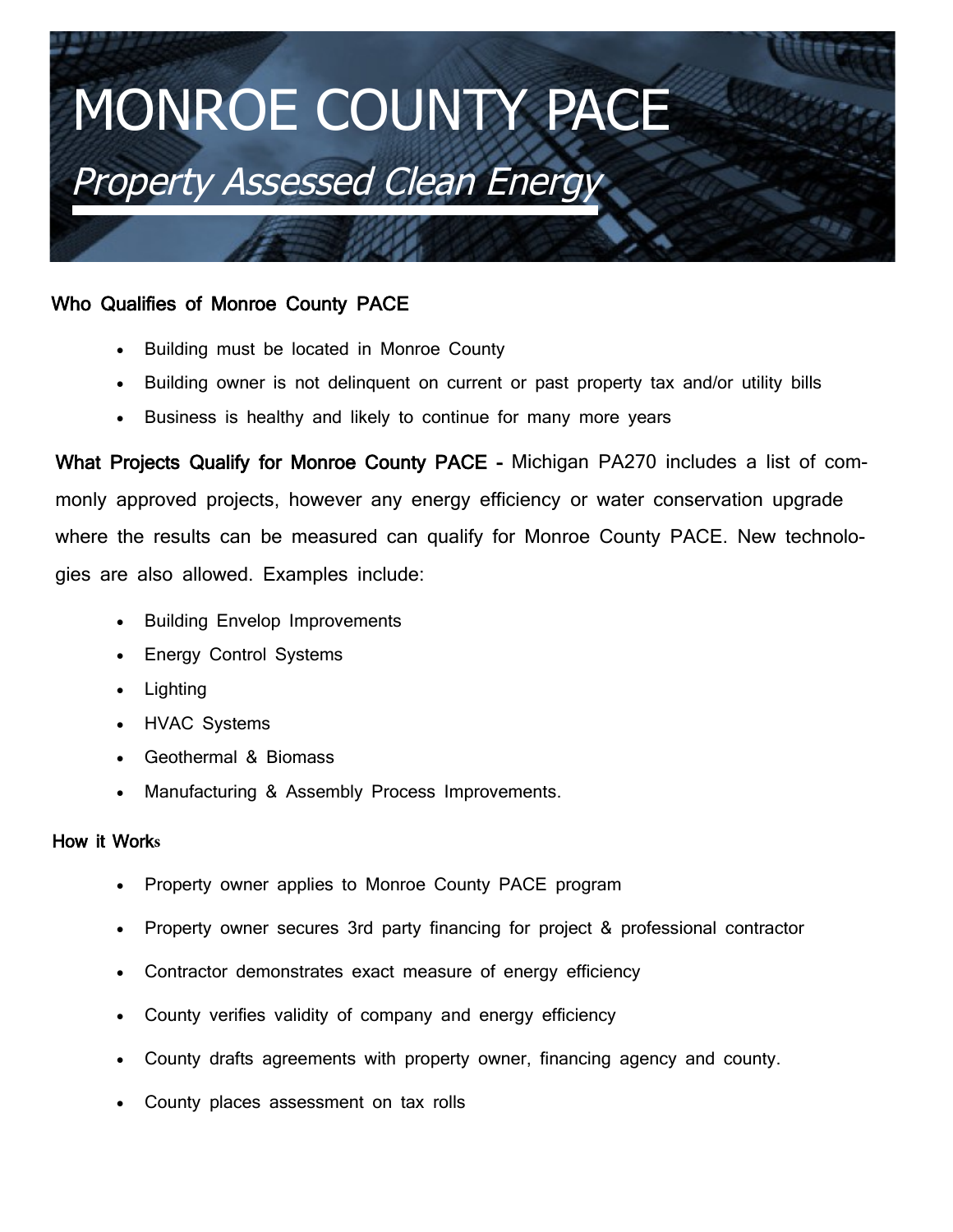# MONROE COUNTY PACE

## *Property Assessed Clean Energy*

### Who Qualifies of Monroe County PACE

- Building must be located in Monroe County
- Building owner is not delinquent on current or past property tax and/or utility bills
- Business is healthy and likely to continue for many more years

**What Projects Qualify for Monroe County PACE -** Michigan PA270 includes a list of commonly approved projects, however any energy efficiency or water conservation upgrade where the results can be measured can qualify for Monroe County PACE. New technologies are also allowed. Examples include:

- Building Envelop Improvements
- Energy Control Systems
- Lighting
- HVAC Systems
- Geothermal & Biomass
- Manufacturing & Assembly Process Improvements.

### How it Works

- Property owner applies to Monroe County PACE program
- Property owner secures 3rd party financing for project & professional contractor
- Contractor demonstrates exact measure of energy efficiency
- County verifies validity of company and energy efficiency
- County drafts agreements with property owner, financing agency and county.
- County places assessment on tax rolls